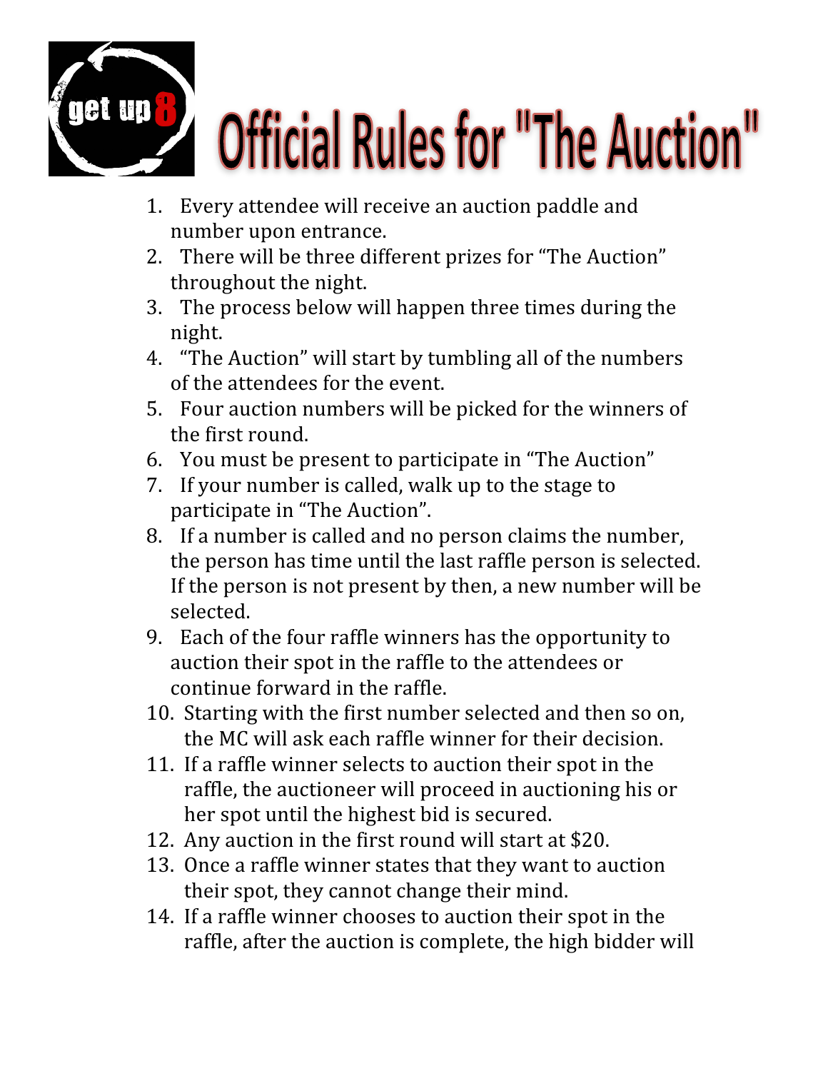# Official Rules for "The Auction"

1. Every attendee will receive an auction paddle and number upon entrance.
2. There will be three different prizes for "The Auction" throughout the night.
3. The process below will happen three times during the night.
4. "The Auction" will start by tumbling all of the numbers of the attendees for the event.
5. Four auction numbers will be picked for the winners of the first round.
6. You must be present to participate in "The Auction"
7. If your number is called, walk up to the stage to participate in "The Auction".
8. If a number is called and no person claims the number, the person has time until the last raffle person is selected. If the person is not present by then, a new number will be selected.
9. Each of the four raffle winners has the opportunity to auction their spot in the raffle to the attendees or continue forward in the raffle.
10. Starting with the first number selected and then so on, the MC will ask each raffle winner for their decision.
11. If a raffle winner selects to auction their spot in the raffle, the auctioneer will proceed in auctioning his or her spot until the highest bid is secured.
12. Any auction in the first round will start at $20.
13. Once a raffle winner states that they want to auction their spot, they cannot change their mind.
14. If a raffle winner chooses to auction their spot in the raffle, after the auction is complete, the high bidder will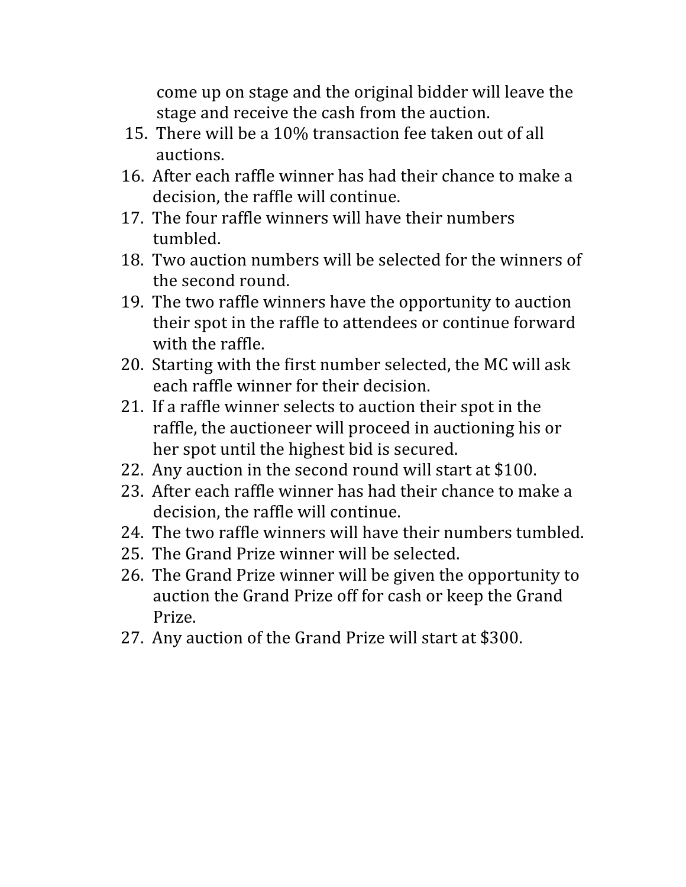come up on stage and the original bidder will leave the stage and receive the cash from the auction.

15. There will be a 10% transaction fee taken out of all auctions.
16. After each raffle winner has had their chance to make a decision, the raffle will continue.
17. The four raffle winners will have their numbers tumbled.
18. Two auction numbers will be selected for the winners of the second round.
19. The two raffle winners have the opportunity to auction their spot in the raffle to attendees or continue forward with the raffle.
20. Starting with the first number selected, the MC will ask each raffle winner for their decision.
21. If a raffle winner selects to auction their spot in the raffle, the auctioneer will proceed in auctioning his or her spot until the highest bid is secured.
22. Any auction in the second round will start at $100.
23. After each raffle winner has had their chance to make a decision, the raffle will continue.
24. The two raffle winners will have their numbers tumbled.
25. The Grand Prize winner will be selected.
26. The Grand Prize winner will be given the opportunity to auction the Grand Prize off for cash or keep the Grand Prize.
27. Any auction of the Grand Prize will start at $300.